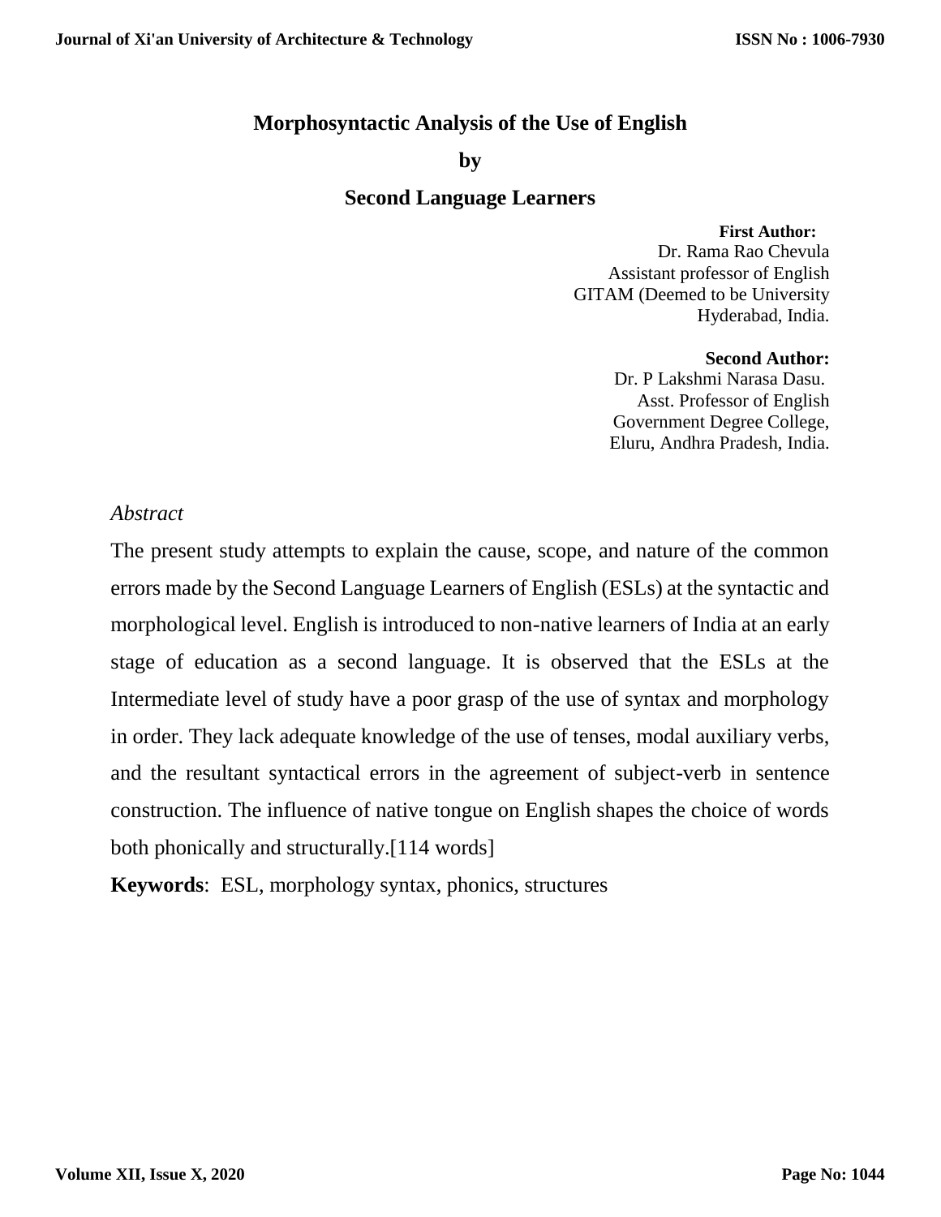# Morphosyntactic Analysis of the Use of English

# by

# Second Language Learners

**First Author:**
Dr. Rama Rao Chevula
Assistant professor of English
GITAM (Deemed to be University
Hyderabad, India.

**Second Author:**
Dr. P Lakshmi Narasa Dasu.
Asst. Professor of English
Government Degree College,
Eluru, Andhra Pradesh, India.

*Abstract*

The present study attempts to explain the cause, scope, and nature of the common errors made by the Second Language Learners of English (ESLs) at the syntactic and morphological level. English is introduced to non-native learners of India at an early stage of education as a second language. It is observed that the ESLs at the Intermediate level of study have a poor grasp of the use of syntax and morphology in order. They lack adequate knowledge of the use of tenses, modal auxiliary verbs, and the resultant syntactical errors in the agreement of subject-verb in sentence construction. The influence of native tongue on English shapes the choice of words both phonically and structurally.[114 words]

**Keywords**: ESL, morphology syntax, phonics, structures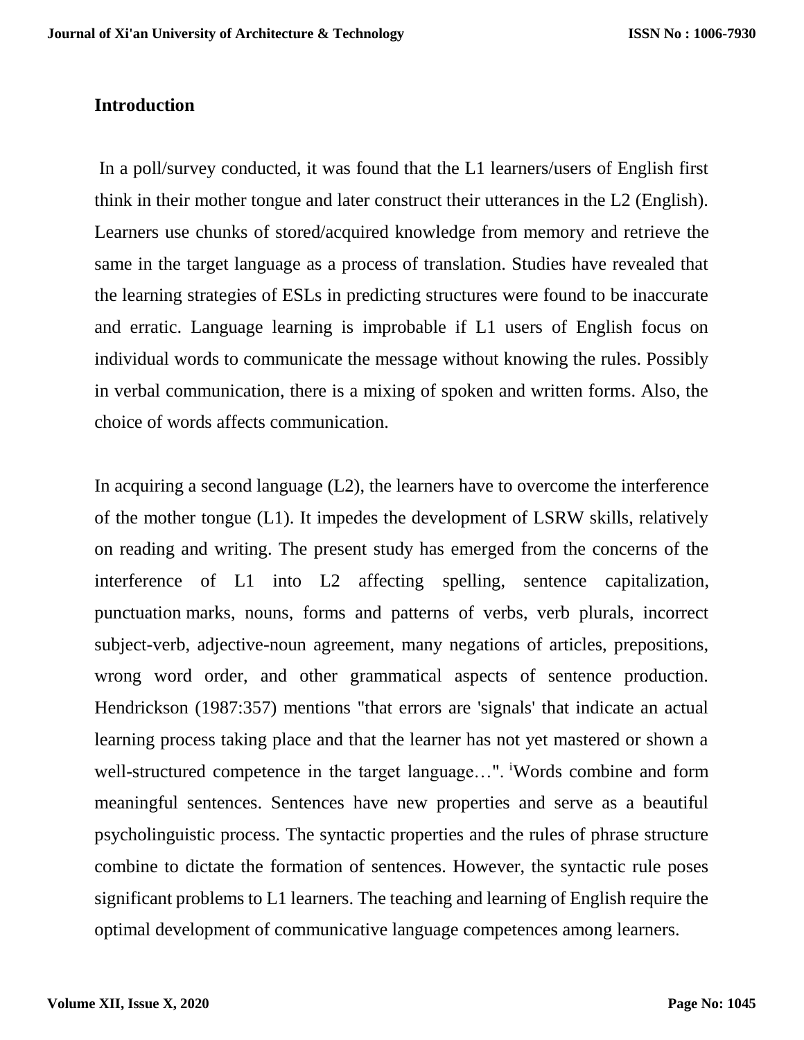## Introduction

In a poll/survey conducted, it was found that the L1 learners/users of English first think in their mother tongue and later construct their utterances in the L2 (English). Learners use chunks of stored/acquired knowledge from memory and retrieve the same in the target language as a process of translation. Studies have revealed that the learning strategies of ESLs in predicting structures were found to be inaccurate and erratic. Language learning is improbable if L1 users of English focus on individual words to communicate the message without knowing the rules. Possibly in verbal communication, there is a mixing of spoken and written forms. Also, the choice of words affects communication.

In acquiring a second language (L2), the learners have to overcome the interference of the mother tongue (L1). It impedes the development of LSRW skills, relatively on reading and writing. The present study has emerged from the concerns of the interference of L1 into L2 affecting spelling, sentence capitalization, punctuation marks, nouns, forms and patterns of verbs, verb plurals, incorrect subject-verb, adjective-noun agreement, many negations of articles, prepositions, wrong word order, and other grammatical aspects of sentence production. Hendrickson (1987:357) mentions "that errors are 'signals' that indicate an actual learning process taking place and that the learner has not yet mastered or shown a well-structured competence in the target language…". [i]Words combine and form meaningful sentences. Sentences have new properties and serve as a beautiful psycholinguistic process. The syntactic properties and the rules of phrase structure combine to dictate the formation of sentences. However, the syntactic rule poses significant problems to L1 learners. The teaching and learning of English require the optimal development of communicative language competences among learners.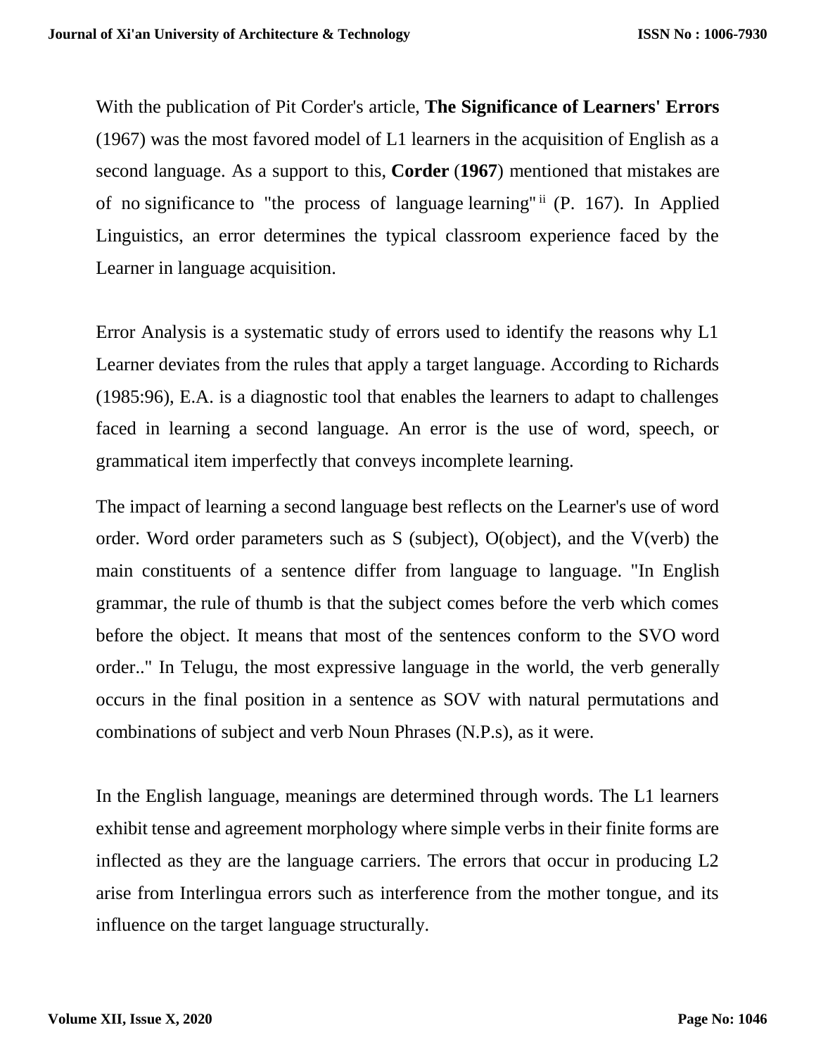With the publication of Pit Corder's article, **The Significance of Learners' Errors** (1967) was the most favored model of L1 learners in the acquisition of English as a second language. As a support to this, **Corder** (**1967**) mentioned that mistakes are of no significance to "the process of language learning"[ii] (P. 167). In Applied Linguistics, an error determines the typical classroom experience faced by the Learner in language acquisition.

Error Analysis is a systematic study of errors used to identify the reasons why L1 Learner deviates from the rules that apply a target language. According to Richards (1985:96), E.A. is a diagnostic tool that enables the learners to adapt to challenges faced in learning a second language. An error is the use of word, speech, or grammatical item imperfectly that conveys incomplete learning.

The impact of learning a second language best reflects on the Learner's use of word order. Word order parameters such as S (subject), O(object), and the V(verb) the main constituents of a sentence differ from language to language. "In English grammar, the rule of thumb is that the subject comes before the verb which comes before the object. It means that most of the sentences conform to the SVO word order.." In Telugu, the most expressive language in the world, the verb generally occurs in the final position in a sentence as SOV with natural permutations and combinations of subject and verb Noun Phrases (N.P.s), as it were.

In the English language, meanings are determined through words. The L1 learners exhibit tense and agreement morphology where simple verbs in their finite forms are inflected as they are the language carriers. The errors that occur in producing L2 arise from Interlingua errors such as interference from the mother tongue, and its influence on the target language structurally.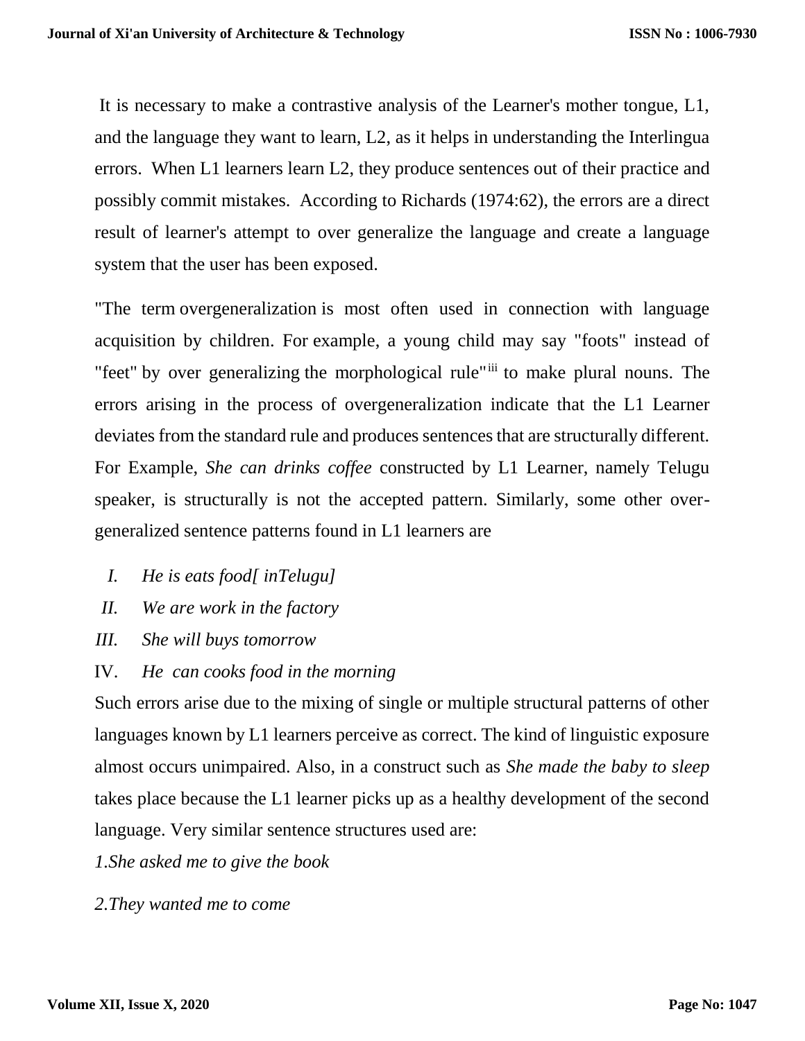It is necessary to make a contrastive analysis of the Learner's mother tongue, L1, and the language they want to learn, L2, as it helps in understanding the Interlingua errors. When L1 learners learn L2, they produce sentences out of their practice and possibly commit mistakes. According to Richards (1974:62), the errors are a direct result of learner's attempt to over generalize the language and create a language system that the user has been exposed.

"The term overgeneralization is most often used in connection with language acquisition by children. For example, a young child may say "foots" instead of "feet" by over generalizing the morphological rule"[iii] to make plural nouns. The errors arising in the process of overgeneralization indicate that the L1 Learner deviates from the standard rule and produces sentences that are structurally different. For Example, *She can drinks coffee* constructed by L1 Learner, namely Telugu speaker, is structurally is not the accepted pattern. Similarly, some other over-generalized sentence patterns found in L1 learners are

I. *He is eats food[ inTelugu]*
II. *We are work in the factory*
III. *She will buys tomorrow*
IV. *He can cooks food in the morning*

Such errors arise due to the mixing of single or multiple structural patterns of other languages known by L1 learners perceive as correct. The kind of linguistic exposure almost occurs unimpaired. Also, in a construct such as *She made the baby to sleep* takes place because the L1 learner picks up as a healthy development of the second language. Very similar sentence structures used are:

*1.She asked me to give the book*

*2.They wanted me to come*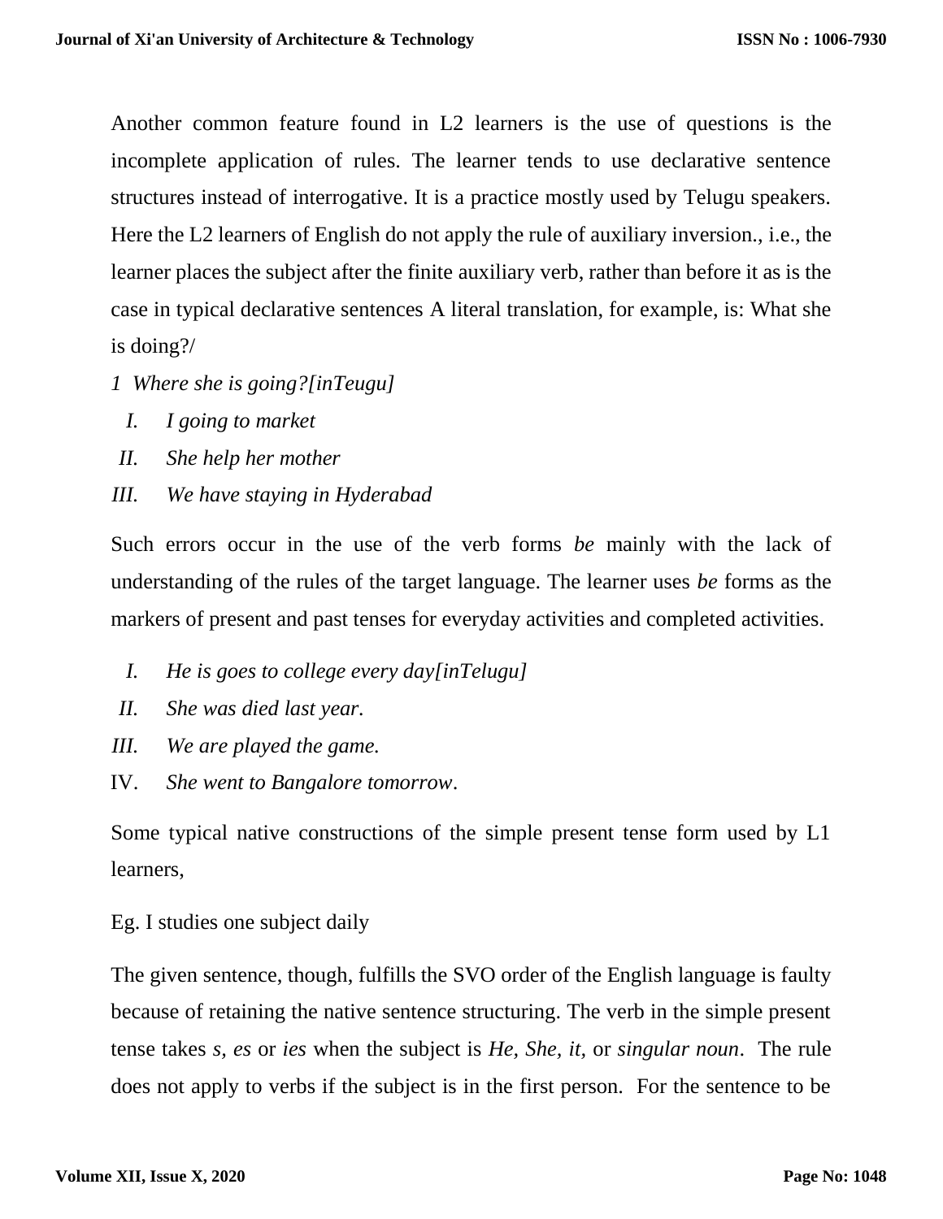Another common feature found in L2 learners is the use of questions is the incomplete application of rules. The learner tends to use declarative sentence structures instead of interrogative. It is a practice mostly used by Telugu speakers. Here the L2 learners of English do not apply the rule of auxiliary inversion., i.e., the learner places the subject after the finite auxiliary verb, rather than before it as is the case in typical declarative sentences A literal translation, for example, is: What she is doing?/

*1 Where she is going?[inTeugu]*

I. *I going to market*
II. *She help her mother*
III. *We have staying in Hyderabad*

Such errors occur in the use of the verb forms *be* mainly with the lack of understanding of the rules of the target language. The learner uses *be* forms as the markers of present and past tenses for everyday activities and completed activities.

I. *He is goes to college every day[inTelugu]*
II. *She was died last year.*
III. *We are played the game.*
IV. *She went to Bangalore tomorrow*.

Some typical native constructions of the simple present tense form used by L1 learners,

Eg. I studies one subject daily

The given sentence, though, fulfills the SVO order of the English language is faulty because of retaining the native sentence structuring. The verb in the simple present tense takes *s, es* or *ies* when the subject is *He, She, it,* or *singular noun*. The rule does not apply to verbs if the subject is in the first person. For the sentence to be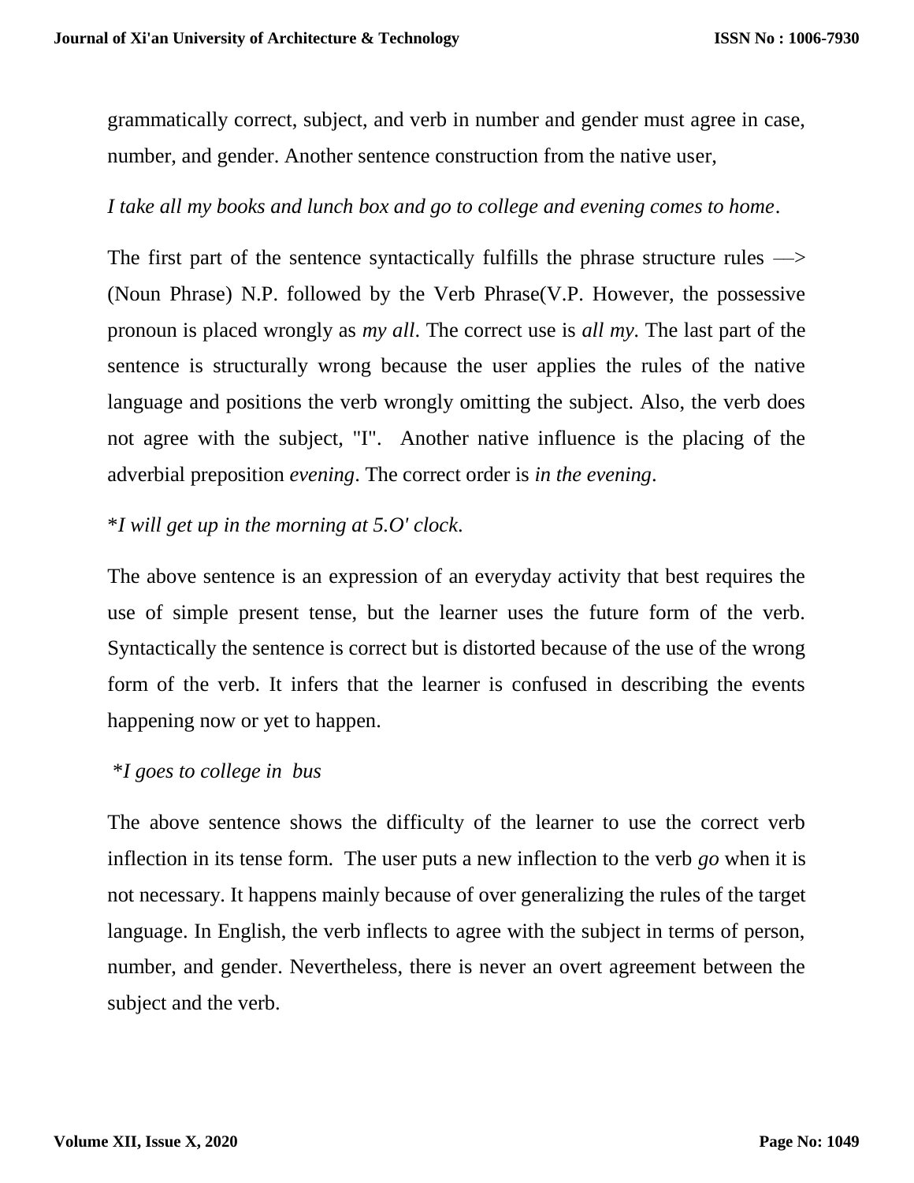grammatically correct, subject, and verb in number and gender must agree in case, number, and gender. Another sentence construction from the native user,

*I take all my books and lunch box and go to college and evening comes to home*.

The first part of the sentence syntactically fulfills the phrase structure rules —> (Noun Phrase) N.P. followed by the Verb Phrase(V.P. However, the possessive pronoun is placed wrongly as *my all*. The correct use is *all my*. The last part of the sentence is structurally wrong because the user applies the rules of the native language and positions the verb wrongly omitting the subject. Also, the verb does not agree with the subject, "I". Another native influence is the placing of the adverbial preposition *evening*. The correct order is *in the evening*.

**I will get up in the morning at 5.O' clock*.

The above sentence is an expression of an everyday activity that best requires the use of simple present tense, but the learner uses the future form of the verb. Syntactically the sentence is correct but is distorted because of the use of the wrong form of the verb. It infers that the learner is confused in describing the events happening now or yet to happen.

**I goes to college in bus*

The above sentence shows the difficulty of the learner to use the correct verb inflection in its tense form. The user puts a new inflection to the verb *go* when it is not necessary. It happens mainly because of over generalizing the rules of the target language. In English, the verb inflects to agree with the subject in terms of person, number, and gender. Nevertheless, there is never an overt agreement between the subject and the verb.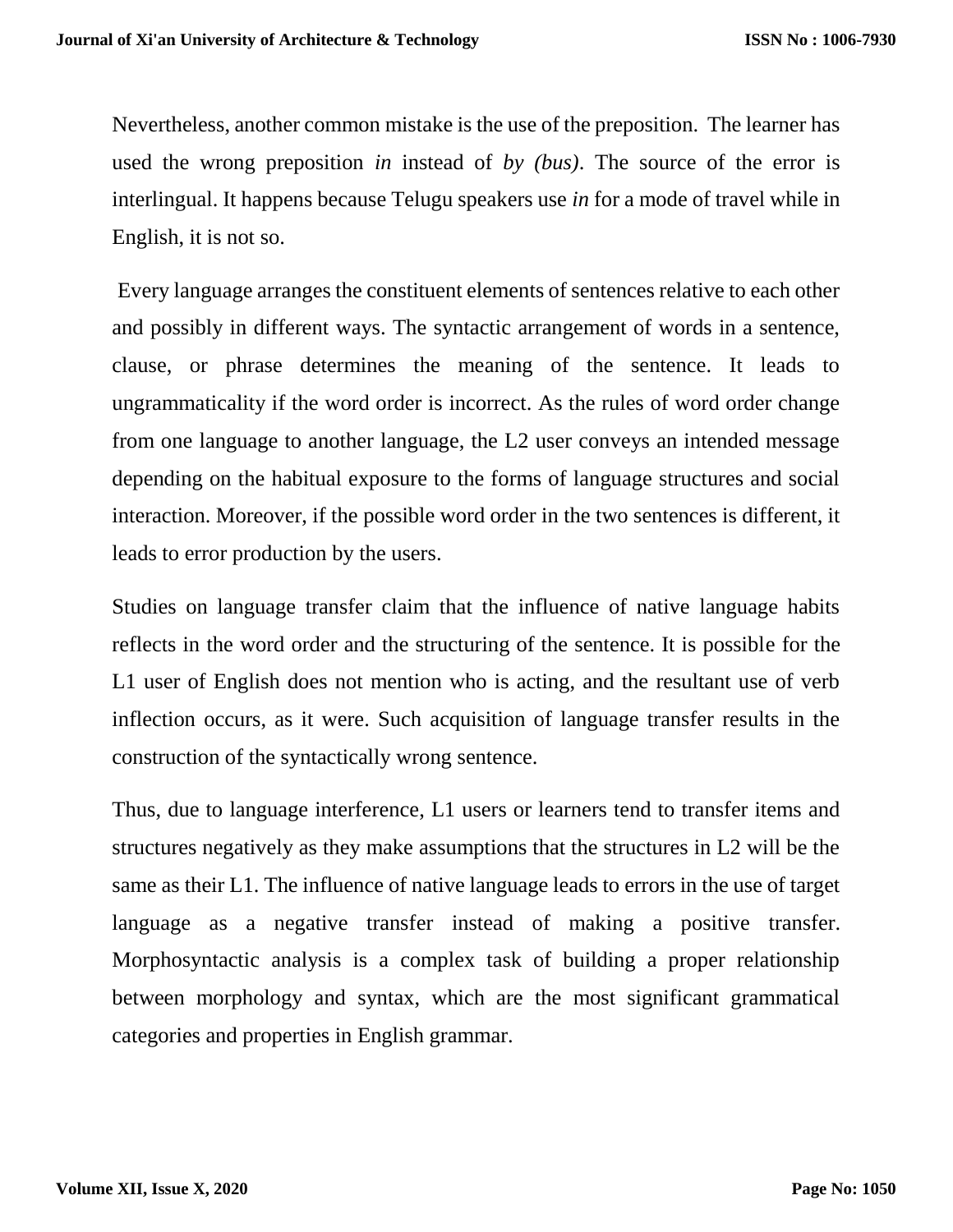Nevertheless, another common mistake is the use of the preposition. The learner has used the wrong preposition *in* instead of *by (bus)*. The source of the error is interlingual. It happens because Telugu speakers use *in* for a mode of travel while in English, it is not so.

Every language arranges the constituent elements of sentences relative to each other and possibly in different ways. The syntactic arrangement of words in a sentence, clause, or phrase determines the meaning of the sentence. It leads to ungrammaticality if the word order is incorrect. As the rules of word order change from one language to another language, the L2 user conveys an intended message depending on the habitual exposure to the forms of language structures and social interaction. Moreover, if the possible word order in the two sentences is different, it leads to error production by the users.

Studies on language transfer claim that the influence of native language habits reflects in the word order and the structuring of the sentence. It is possible for the L1 user of English does not mention who is acting, and the resultant use of verb inflection occurs, as it were. Such acquisition of language transfer results in the construction of the syntactically wrong sentence.

Thus, due to language interference, L1 users or learners tend to transfer items and structures negatively as they make assumptions that the structures in L2 will be the same as their L1. The influence of native language leads to errors in the use of target language as a negative transfer instead of making a positive transfer. Morphosyntactic analysis is a complex task of building a proper relationship between morphology and syntax, which are the most significant grammatical categories and properties in English grammar.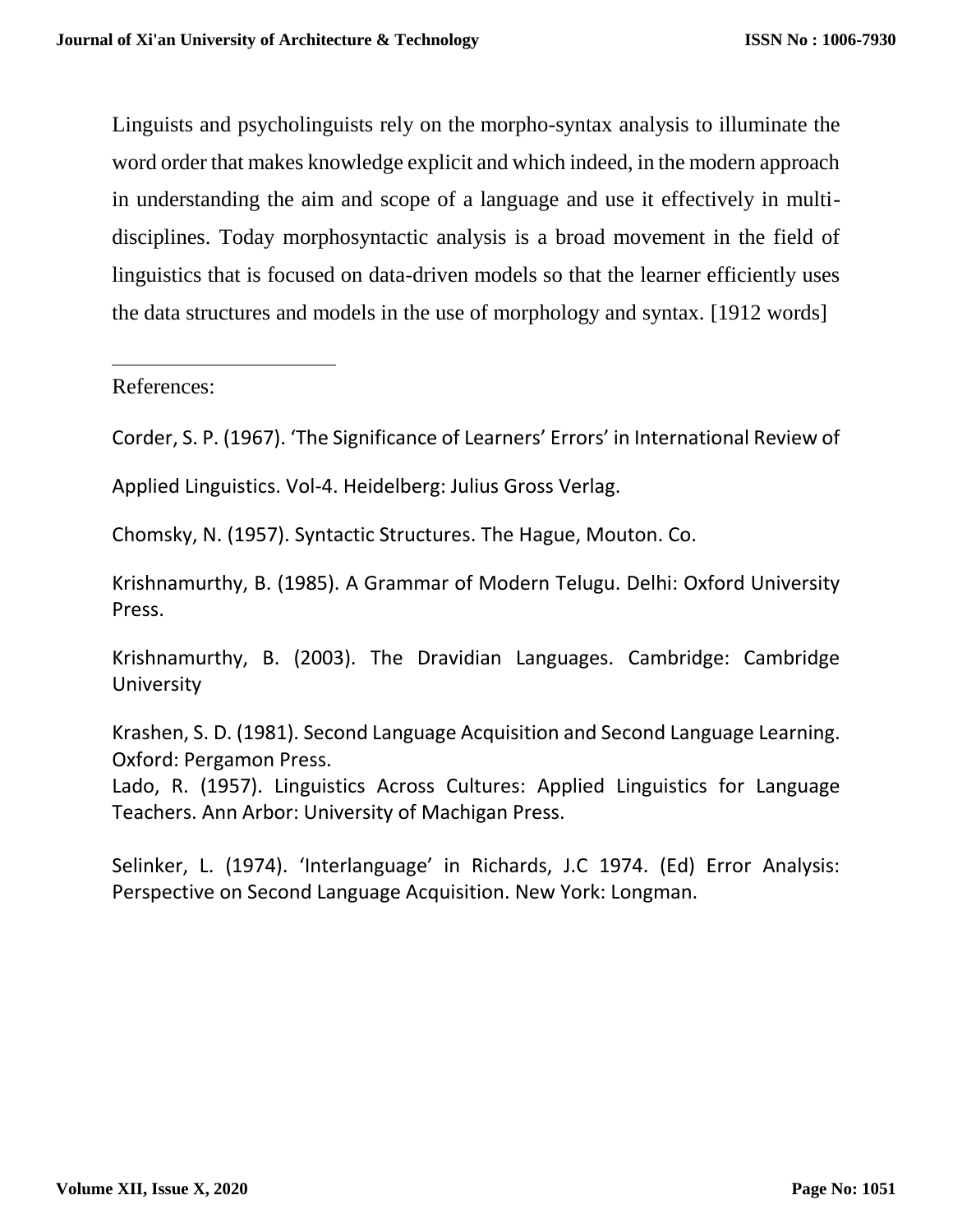Linguists and psycholinguists rely on the morpho-syntax analysis to illuminate the word order that makes knowledge explicit and which indeed, in the modern approach in understanding the aim and scope of a language and use it effectively in multi-disciplines. Today morphosyntactic analysis is a broad movement in the field of linguistics that is focused on data-driven models so that the learner efficiently uses the data structures and models in the use of morphology and syntax. [1912 words]

---

References:

Corder, S. P. (1967). 'The Significance of Learners' Errors' in International Review of Applied Linguistics. Vol-4. Heidelberg: Julius Gross Verlag.

Chomsky, N. (1957). Syntactic Structures. The Hague, Mouton. Co.

Krishnamurthy, B. (1985). A Grammar of Modern Telugu. Delhi: Oxford University Press.

Krishnamurthy, B. (2003). The Dravidian Languages. Cambridge: Cambridge University

Krashen, S. D. (1981). Second Language Acquisition and Second Language Learning. Oxford: Pergamon Press.

Lado, R. (1957). Linguistics Across Cultures: Applied Linguistics for Language Teachers. Ann Arbor: University of Machigan Press.

Selinker, L. (1974). 'Interlanguage' in Richards, J.C 1974. (Ed) Error Analysis: Perspective on Second Language Acquisition. New York: Longman.